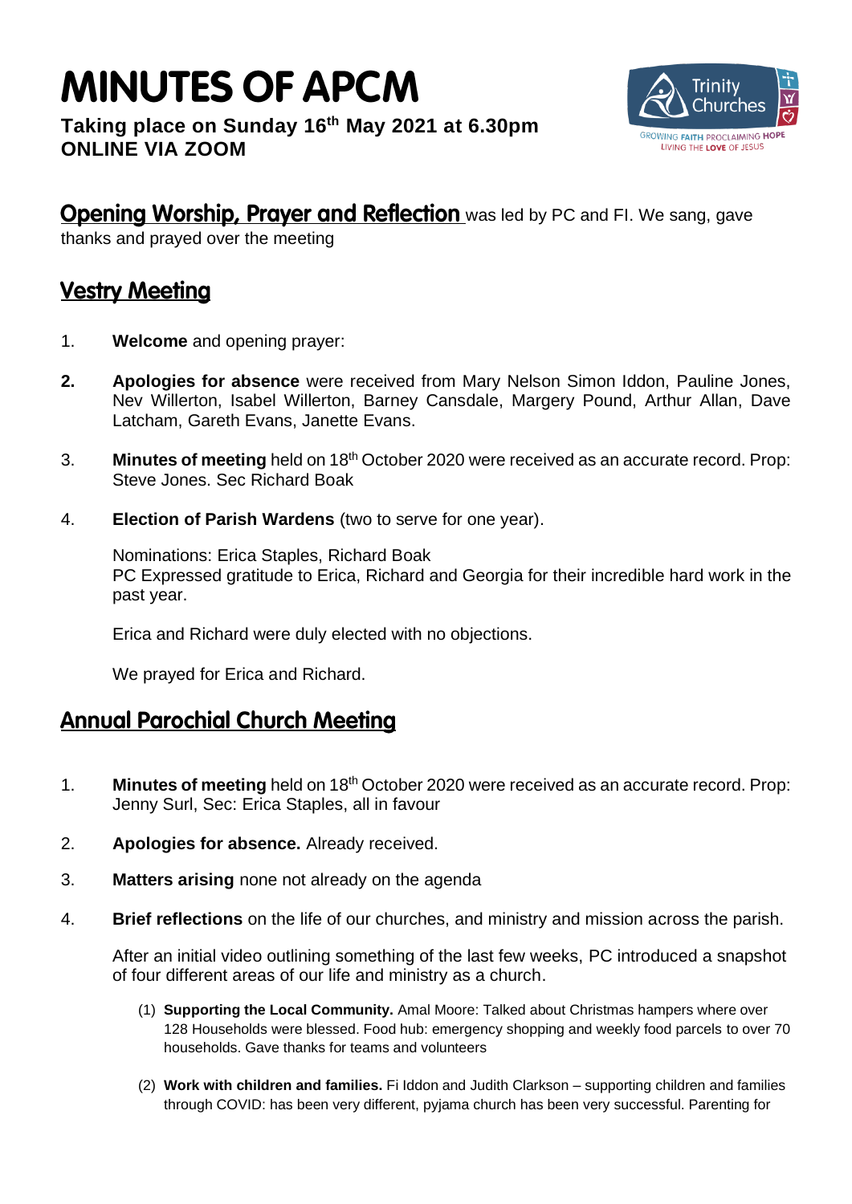# MINUTES OF APCM

**Taking place on Sunday 16th May 2021 at 6.30pm**
**ONLINE VIA ZOOM**

**Opening Worship, Prayer and Reflection** was led by PC and FI. We sang, gave thanks and prayed over the meeting

## Vestry Meeting

1. **Welcome** and opening prayer:

2. **Apologies for absence** were received from Mary Nelson Simon Iddon, Pauline Jones, Nev Willerton, Isabel Willerton, Barney Cansdale, Margery Pound, Arthur Allan, Dave Latcham, Gareth Evans, Janette Evans.

3. **Minutes of meeting** held on 18th October 2020 were received as an accurate record. Prop: Steve Jones. Sec Richard Boak

4. **Election of Parish Wardens** (two to serve for one year).

   Nominations: Erica Staples, Richard Boak
   PC Expressed gratitude to Erica, Richard and Georgia for their incredible hard work in the past year.

   Erica and Richard were duly elected with no objections.

   We prayed for Erica and Richard.

## Annual Parochial Church Meeting

1. **Minutes of meeting** held on 18th October 2020 were received as an accurate record. Prop: Jenny Surl, Sec: Erica Staples, all in favour

2. **Apologies for absence.** Already received.

3. **Matters arising** none not already on the agenda

4. **Brief reflections** on the life of our churches, and ministry and mission across the parish.

   After an initial video outlining something of the last few weeks, PC introduced a snapshot of four different areas of our life and ministry as a church.

   (1) **Supporting the Local Community.** Amal Moore: Talked about Christmas hampers where over 128 Households were blessed. Food hub: emergency shopping and weekly food parcels to over 70 households. Gave thanks for teams and volunteers

   (2) **Work with children and families.** Fi Iddon and Judith Clarkson – supporting children and families through COVID: has been very different, pyjama church has been very successful. Parenting for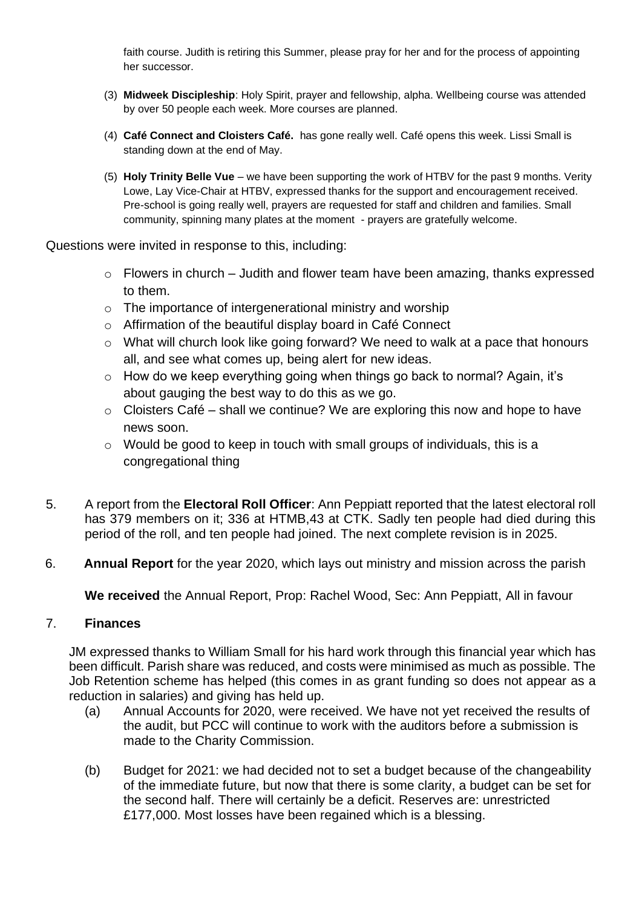faith course. Judith is retiring this Summer, please pray for her and for the process of appointing her successor.

(3) **Midweek Discipleship**: Holy Spirit, prayer and fellowship, alpha. Wellbeing course was attended by over 50 people each week. More courses are planned.

(4) **Café Connect and Cloisters Café.** has gone really well. Café opens this week. Lissi Small is standing down at the end of May.

(5) **Holy Trinity Belle Vue** – we have been supporting the work of HTBV for the past 9 months. Verity Lowe, Lay Vice-Chair at HTBV, expressed thanks for the support and encouragement received. Pre-school is going really well, prayers are requested for staff and children and families. Small community, spinning many plates at the moment - prayers are gratefully welcome.

Questions were invited in response to this, including:

- Flowers in church – Judith and flower team have been amazing, thanks expressed to them.
- The importance of intergenerational ministry and worship
- Affirmation of the beautiful display board in Café Connect
- What will church look like going forward? We need to walk at a pace that honours all, and see what comes up, being alert for new ideas.
- How do we keep everything going when things go back to normal? Again, it's about gauging the best way to do this as we go.
- Cloisters Café – shall we continue? We are exploring this now and hope to have news soon.
- Would be good to keep in touch with small groups of individuals, this is a congregational thing

5. A report from the **Electoral Roll Officer**: Ann Peppiatt reported that the latest electoral roll has 379 members on it; 336 at HTMB,43 at CTK. Sadly ten people had died during this period of the roll, and ten people had joined. The next complete revision is in 2025.

6. **Annual Report** for the year 2020, which lays out ministry and mission across the parish

   **We received** the Annual Report, Prop: Rachel Wood, Sec: Ann Peppiatt, All in favour

7. **Finances**

JM expressed thanks to William Small for his hard work through this financial year which has been difficult. Parish share was reduced, and costs were minimised as much as possible. The Job Retention scheme has helped (this comes in as grant funding so does not appear as a reduction in salaries) and giving has held up.

(a) Annual Accounts for 2020, were received. We have not yet received the results of the audit, but PCC will continue to work with the auditors before a submission is made to the Charity Commission.

(b) Budget for 2021: we had decided not to set a budget because of the changeability of the immediate future, but now that there is some clarity, a budget can be set for the second half. There will certainly be a deficit. Reserves are: unrestricted £177,000. Most losses have been regained which is a blessing.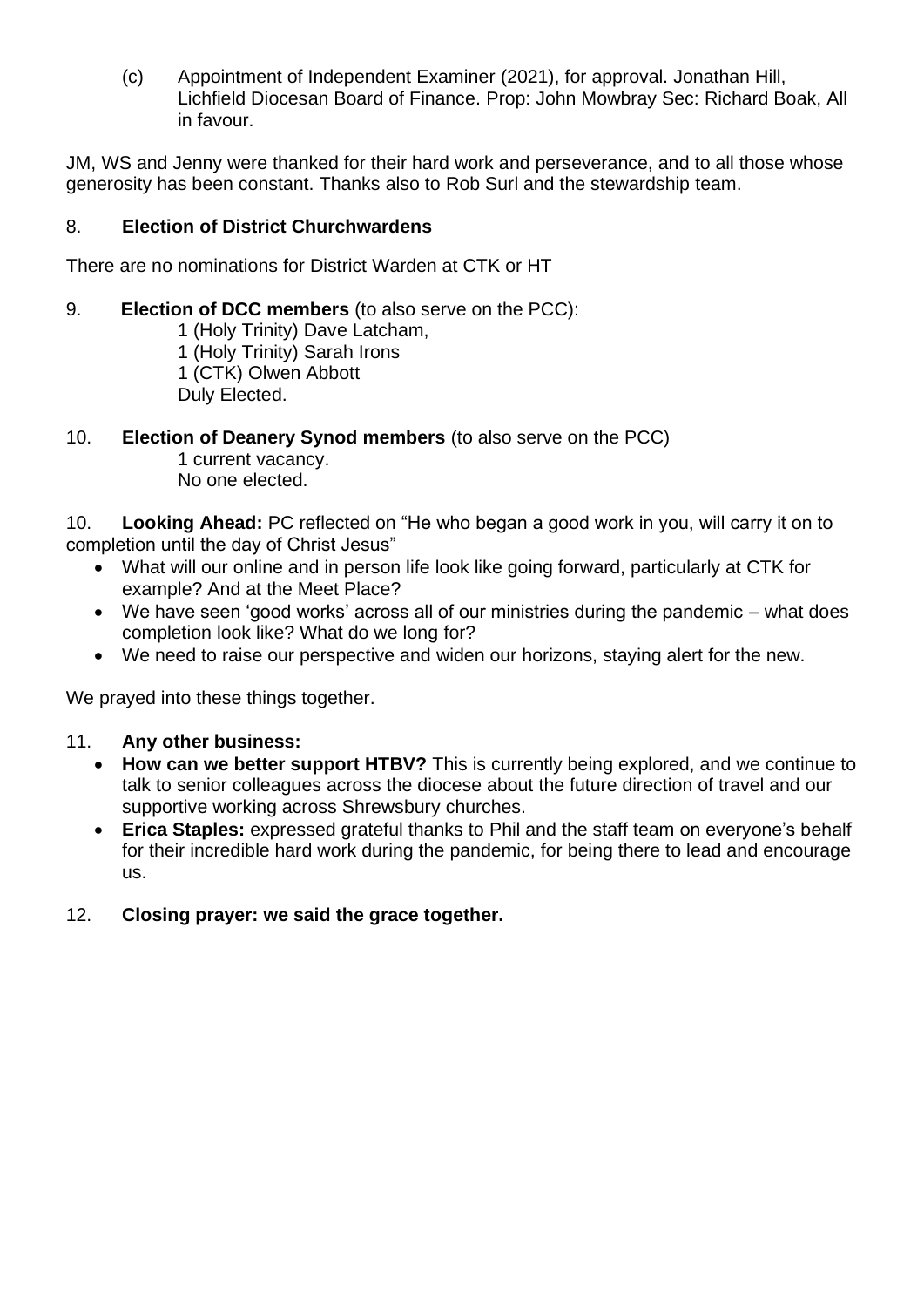(c) Appointment of Independent Examiner (2021), for approval. Jonathan Hill, Lichfield Diocesan Board of Finance. Prop: John Mowbray Sec: Richard Boak, All in favour.

JM, WS and Jenny were thanked for their hard work and perseverance, and to all those whose generosity has been constant. Thanks also to Rob Surl and the stewardship team.

8. **Election of District Churchwardens**

There are no nominations for District Warden at CTK or HT

9. **Election of DCC members** (to also serve on the PCC):
   1 (Holy Trinity) Dave Latcham,
   1 (Holy Trinity) Sarah Irons
   1 (CTK) Olwen Abbott
   Duly Elected.

10. **Election of Deanery Synod members** (to also serve on the PCC)
   1 current vacancy.
   No one elected.

10. **Looking Ahead:** PC reflected on "He who began a good work in you, will carry it on to completion until the day of Christ Jesus"

- What will our online and in person life look like going forward, particularly at CTK for example? And at the Meet Place?
- We have seen 'good works' across all of our ministries during the pandemic – what does completion look like? What do we long for?
- We need to raise our perspective and widen our horizons, staying alert for the new.

We prayed into these things together.

11. **Any other business:**

- **How can we better support HTBV?** This is currently being explored, and we continue to talk to senior colleagues across the diocese about the future direction of travel and our supportive working across Shrewsbury churches.
- **Erica Staples:** expressed grateful thanks to Phil and the staff team on everyone's behalf for their incredible hard work during the pandemic, for being there to lead and encourage us.

12. **Closing prayer: we said the grace together.**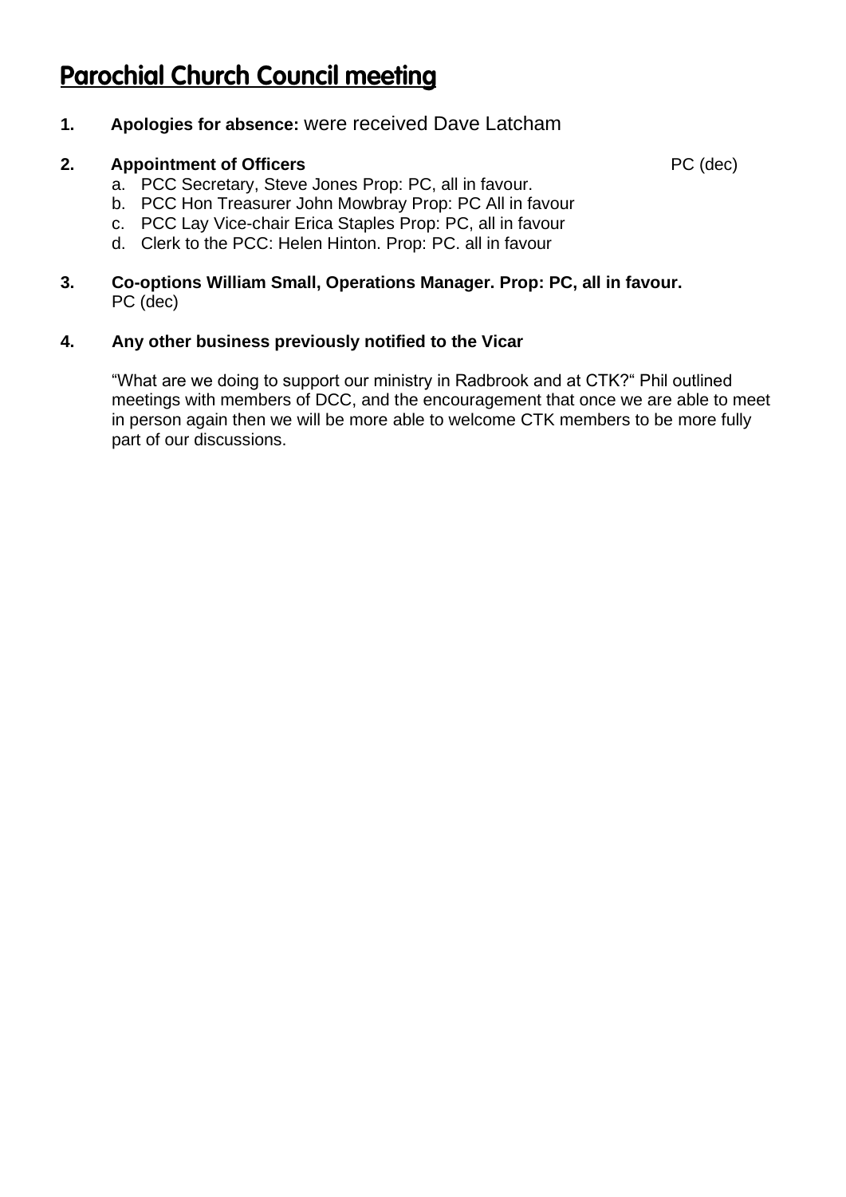# Parochial Church Council meeting

**1. Apologies for absence:** were received Dave Latcham

**2. Appointment of Officers** PC (dec)

a. PCC Secretary, Steve Jones Prop: PC, all in favour.
b. PCC Hon Treasurer John Mowbray Prop: PC All in favour
c. PCC Lay Vice-chair Erica Staples Prop: PC, all in favour
d. Clerk to the PCC: Helen Hinton. Prop: PC. all in favour

**3. Co-options William Small, Operations Manager. Prop: PC, all in favour.**
PC (dec)

**4. Any other business previously notified to the Vicar**

"What are we doing to support our ministry in Radbrook and at CTK?" Phil outlined meetings with members of DCC, and the encouragement that once we are able to meet in person again then we will be more able to welcome CTK members to be more fully part of our discussions.